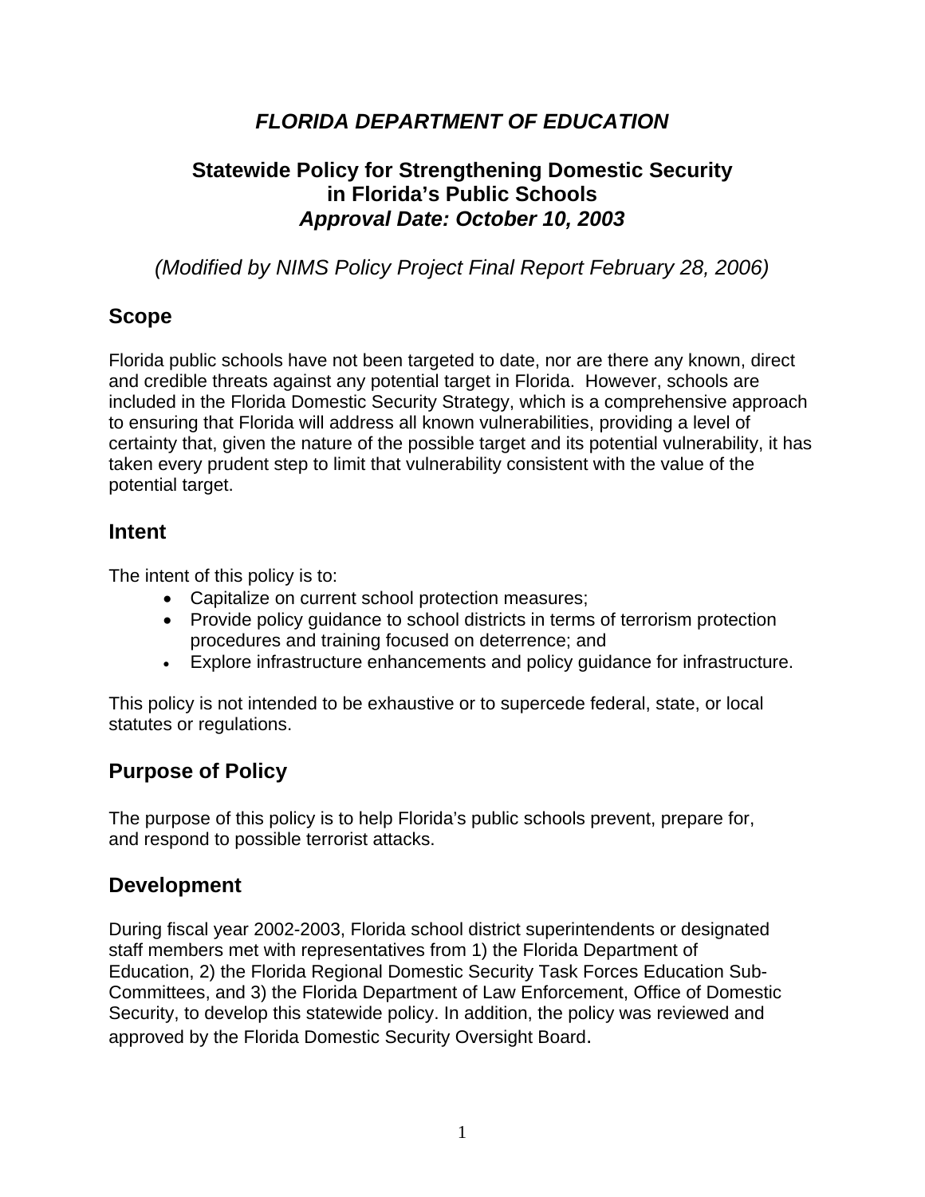# *FLORIDA DEPARTMENT OF EDUCATION*

## Statewide Policy for Strengthening Domestic Security in Florida's Public Schools
## *Approval Date: October 10, 2003*

*(Modified by NIMS Policy Project Final Report February 28, 2006)*

## Scope

Florida public schools have not been targeted to date, nor are there any known, direct and credible threats against any potential target in Florida. However, schools are included in the Florida Domestic Security Strategy, which is a comprehensive approach to ensuring that Florida will address all known vulnerabilities, providing a level of certainty that, given the nature of the possible target and its potential vulnerability, it has taken every prudent step to limit that vulnerability consistent with the value of the potential target.

## Intent

The intent of this policy is to:

- Capitalize on current school protection measures;
- Provide policy guidance to school districts in terms of terrorism protection procedures and training focused on deterrence; and
- Explore infrastructure enhancements and policy guidance for infrastructure.

This policy is not intended to be exhaustive or to supercede federal, state, or local statutes or regulations.

## Purpose of Policy

The purpose of this policy is to help Florida's public schools prevent, prepare for, and respond to possible terrorist attacks.

## Development

During fiscal year 2002-2003, Florida school district superintendents or designated staff members met with representatives from 1) the Florida Department of Education, 2) the Florida Regional Domestic Security Task Forces Education Sub-Committees, and 3) the Florida Department of Law Enforcement, Office of Domestic Security, to develop this statewide policy. In addition, the policy was reviewed and approved by the Florida Domestic Security Oversight Board.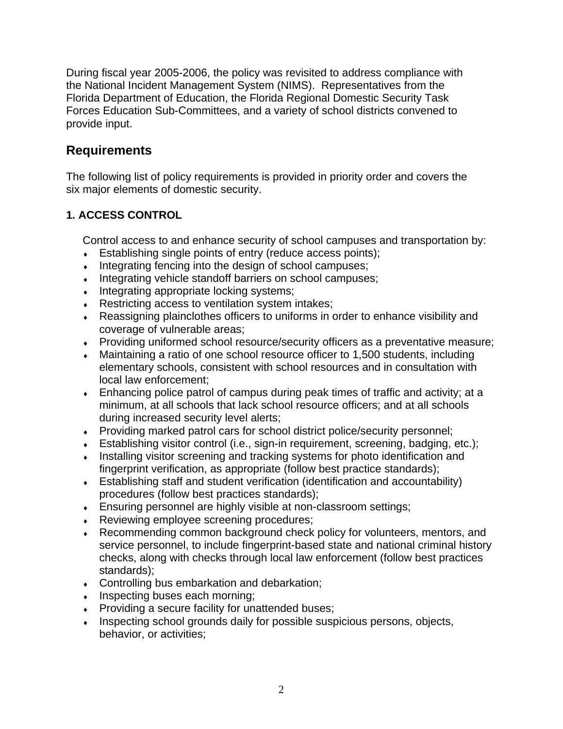During fiscal year 2005-2006, the policy was revisited to address compliance with the National Incident Management System (NIMS). Representatives from the Florida Department of Education, the Florida Regional Domestic Security Task Forces Education Sub-Committees, and a variety of school districts convened to provide input.

## Requirements

The following list of policy requirements is provided in priority order and covers the six major elements of domestic security.

### 1. ACCESS CONTROL

Control access to and enhance security of school campuses and transportation by:

- Establishing single points of entry (reduce access points);
- Integrating fencing into the design of school campuses;
- Integrating vehicle standoff barriers on school campuses;
- Integrating appropriate locking systems;
- Restricting access to ventilation system intakes;
- Reassigning plainclothes officers to uniforms in order to enhance visibility and coverage of vulnerable areas;
- Providing uniformed school resource/security officers as a preventative measure;
- Maintaining a ratio of one school resource officer to 1,500 students, including elementary schools, consistent with school resources and in consultation with local law enforcement;
- Enhancing police patrol of campus during peak times of traffic and activity; at a minimum, at all schools that lack school resource officers; and at all schools during increased security level alerts;
- Providing marked patrol cars for school district police/security personnel;
- Establishing visitor control (i.e., sign-in requirement, screening, badging, etc.);
- Installing visitor screening and tracking systems for photo identification and fingerprint verification, as appropriate (follow best practice standards);
- Establishing staff and student verification (identification and accountability) procedures (follow best practices standards);
- Ensuring personnel are highly visible at non-classroom settings;
- Reviewing employee screening procedures;
- Recommending common background check policy for volunteers, mentors, and service personnel, to include fingerprint-based state and national criminal history checks, along with checks through local law enforcement (follow best practices standards);
- Controlling bus embarkation and debarkation;
- Inspecting buses each morning;
- Providing a secure facility for unattended buses;
- Inspecting school grounds daily for possible suspicious persons, objects, behavior, or activities;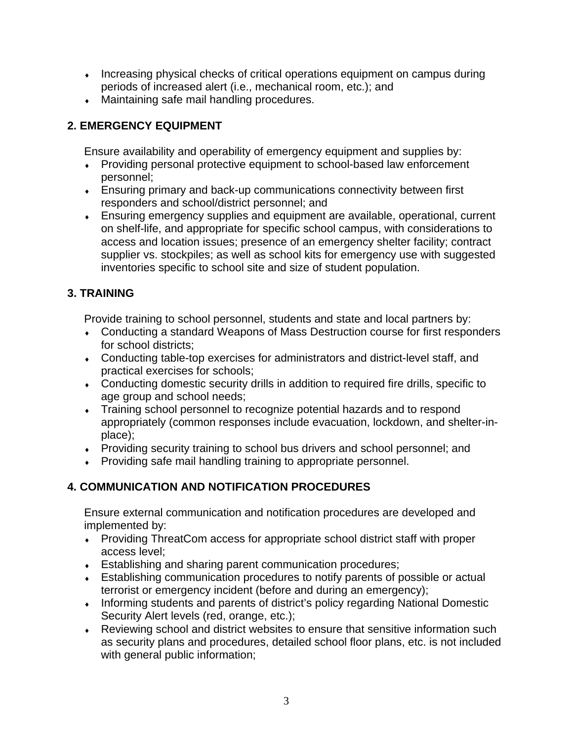- Increasing physical checks of critical operations equipment on campus during periods of increased alert (i.e., mechanical room, etc.); and
- Maintaining safe mail handling procedures.

## 2. EMERGENCY EQUIPMENT

Ensure availability and operability of emergency equipment and supplies by:

- Providing personal protective equipment to school-based law enforcement personnel;
- Ensuring primary and back-up communications connectivity between first responders and school/district personnel; and
- Ensuring emergency supplies and equipment are available, operational, current on shelf-life, and appropriate for specific school campus, with considerations to access and location issues; presence of an emergency shelter facility; contract supplier vs. stockpiles; as well as school kits for emergency use with suggested inventories specific to school site and size of student population.

## 3. TRAINING

Provide training to school personnel, students and state and local partners by:

- Conducting a standard Weapons of Mass Destruction course for first responders for school districts;
- Conducting table-top exercises for administrators and district-level staff, and practical exercises for schools;
- Conducting domestic security drills in addition to required fire drills, specific to age group and school needs;
- Training school personnel to recognize potential hazards and to respond appropriately (common responses include evacuation, lockdown, and shelter-in-place);
- Providing security training to school bus drivers and school personnel; and
- Providing safe mail handling training to appropriate personnel.

## 4. COMMUNICATION AND NOTIFICATION PROCEDURES

Ensure external communication and notification procedures are developed and implemented by:

- Providing ThreatCom access for appropriate school district staff with proper access level;
- Establishing and sharing parent communication procedures;
- Establishing communication procedures to notify parents of possible or actual terrorist or emergency incident (before and during an emergency);
- Informing students and parents of district's policy regarding National Domestic Security Alert levels (red, orange, etc.);
- Reviewing school and district websites to ensure that sensitive information such as security plans and procedures, detailed school floor plans, etc. is not included with general public information;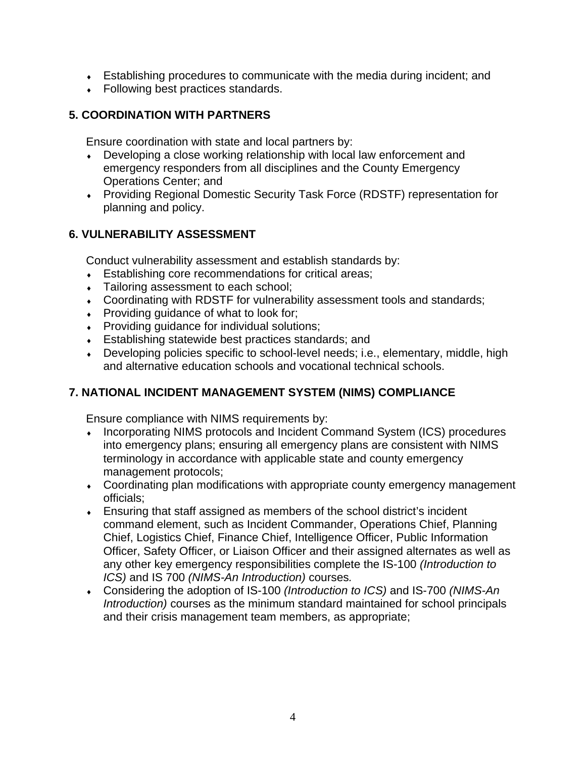- Establishing procedures to communicate with the media during incident; and
- Following best practices standards.

## 5. COORDINATION WITH PARTNERS

Ensure coordination with state and local partners by:

- Developing a close working relationship with local law enforcement and emergency responders from all disciplines and the County Emergency Operations Center; and
- Providing Regional Domestic Security Task Force (RDSTF) representation for planning and policy.

## 6. VULNERABILITY ASSESSMENT

Conduct vulnerability assessment and establish standards by:

- Establishing core recommendations for critical areas;
- Tailoring assessment to each school;
- Coordinating with RDSTF for vulnerability assessment tools and standards;
- Providing guidance of what to look for;
- Providing guidance for individual solutions;
- Establishing statewide best practices standards; and
- Developing policies specific to school-level needs; i.e., elementary, middle, high and alternative education schools and vocational technical schools.

## 7. NATIONAL INCIDENT MANAGEMENT SYSTEM (NIMS) COMPLIANCE

Ensure compliance with NIMS requirements by:

- Incorporating NIMS protocols and Incident Command System (ICS) procedures into emergency plans; ensuring all emergency plans are consistent with NIMS terminology in accordance with applicable state and county emergency management protocols;
- Coordinating plan modifications with appropriate county emergency management officials;
- Ensuring that staff assigned as members of the school district's incident command element, such as Incident Commander, Operations Chief, Planning Chief, Logistics Chief, Finance Chief, Intelligence Officer, Public Information Officer, Safety Officer, or Liaison Officer and their assigned alternates as well as any other key emergency responsibilities complete the IS-100 *(Introduction to ICS)* and IS 700 *(NIMS-An Introduction)* courses.
- Considering the adoption of IS-100 *(Introduction to ICS)* and IS-700 *(NIMS-An Introduction)* courses as the minimum standard maintained for school principals and their crisis management team members, as appropriate;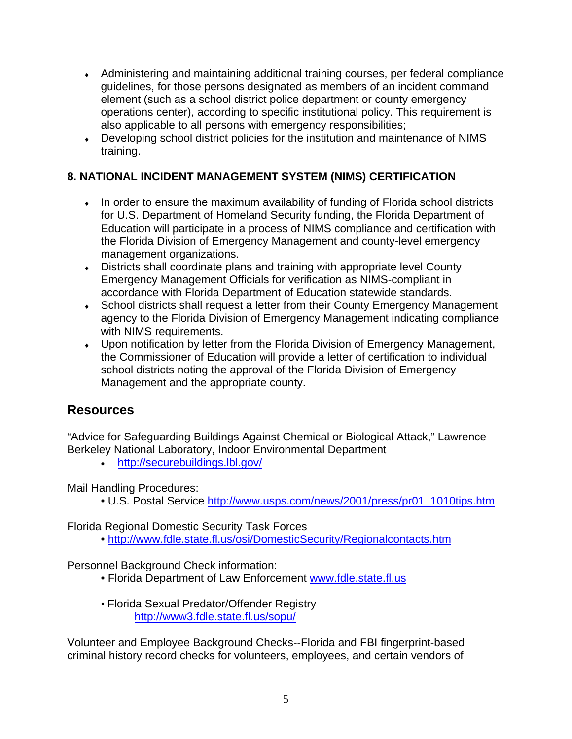- Administering and maintaining additional training courses, per federal compliance guidelines, for those persons designated as members of an incident command element (such as a school district police department or county emergency operations center), according to specific institutional policy. This requirement is also applicable to all persons with emergency responsibilities;
- Developing school district policies for the institution and maintenance of NIMS training.

**8. NATIONAL INCIDENT MANAGEMENT SYSTEM (NIMS) CERTIFICATION**

- In order to ensure the maximum availability of funding of Florida school districts for U.S. Department of Homeland Security funding, the Florida Department of Education will participate in a process of NIMS compliance and certification with the Florida Division of Emergency Management and county-level emergency management organizations.
- Districts shall coordinate plans and training with appropriate level County Emergency Management Officials for verification as NIMS-compliant in accordance with Florida Department of Education statewide standards.
- School districts shall request a letter from their County Emergency Management agency to the Florida Division of Emergency Management indicating compliance with NIMS requirements.
- Upon notification by letter from the Florida Division of Emergency Management, the Commissioner of Education will provide a letter of certification to individual school districts noting the approval of the Florida Division of Emergency Management and the appropriate county.

## Resources

"Advice for Safeguarding Buildings Against Chemical or Biological Attack," Lawrence Berkeley National Laboratory, Indoor Environmental Department

- http://securebuildings.lbl.gov/

Mail Handling Procedures:

- U.S. Postal Service http://www.usps.com/news/2001/press/pr01_1010tips.htm

Florida Regional Domestic Security Task Forces

- http://www.fdle.state.fl.us/osi/DomesticSecurity/Regionalcontacts.htm

Personnel Background Check information:

- Florida Department of Law Enforcement www.fdle.state.fl.us

- Florida Sexual Predator/Offender Registry
  http://www3.fdle.state.fl.us/sopu/

Volunteer and Employee Background Checks--Florida and FBI fingerprint-based criminal history record checks for volunteers, employees, and certain vendors of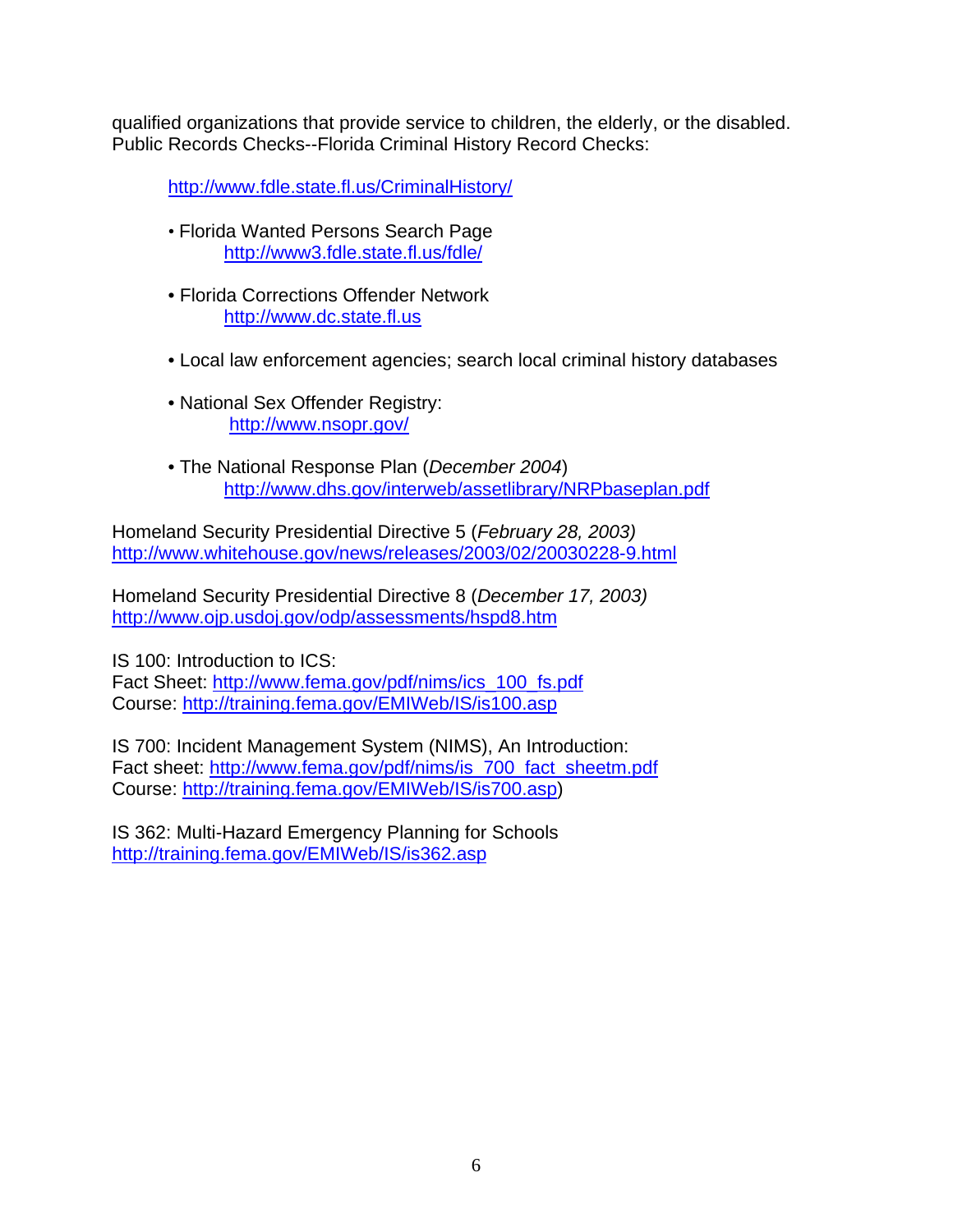qualified organizations that provide service to children, the elderly, or the disabled.
Public Records Checks--Florida Criminal History Record Checks:

http://www.fdle.state.fl.us/CriminalHistory/

- Florida Wanted Persons Search Page
  http://www3.fdle.state.fl.us/fdle/

- Florida Corrections Offender Network
  http://www.dc.state.fl.us

- Local law enforcement agencies; search local criminal history databases

- National Sex Offender Registry:
  http://www.nsopr.gov/

- The National Response Plan (*December 2004*)
  http://www.dhs.gov/interweb/assetlibrary/NRPbaseplan.pdf

Homeland Security Presidential Directive 5 (*February 28, 2003)*
http://www.whitehouse.gov/news/releases/2003/02/20030228-9.html

Homeland Security Presidential Directive 8 (*December 17, 2003)*
http://www.ojp.usdoj.gov/odp/assessments/hspd8.htm

IS 100: Introduction to ICS:
Fact Sheet: http://www.fema.gov/pdf/nims/ics_100_fs.pdf
Course: http://training.fema.gov/EMIWeb/IS/is100.asp

IS 700: Incident Management System (NIMS), An Introduction:
Fact sheet: http://www.fema.gov/pdf/nims/is_700_fact_sheetm.pdf
Course: http://training.fema.gov/EMIWeb/IS/is700.asp)

IS 362: Multi-Hazard Emergency Planning for Schools
http://training.fema.gov/EMIWeb/IS/is362.asp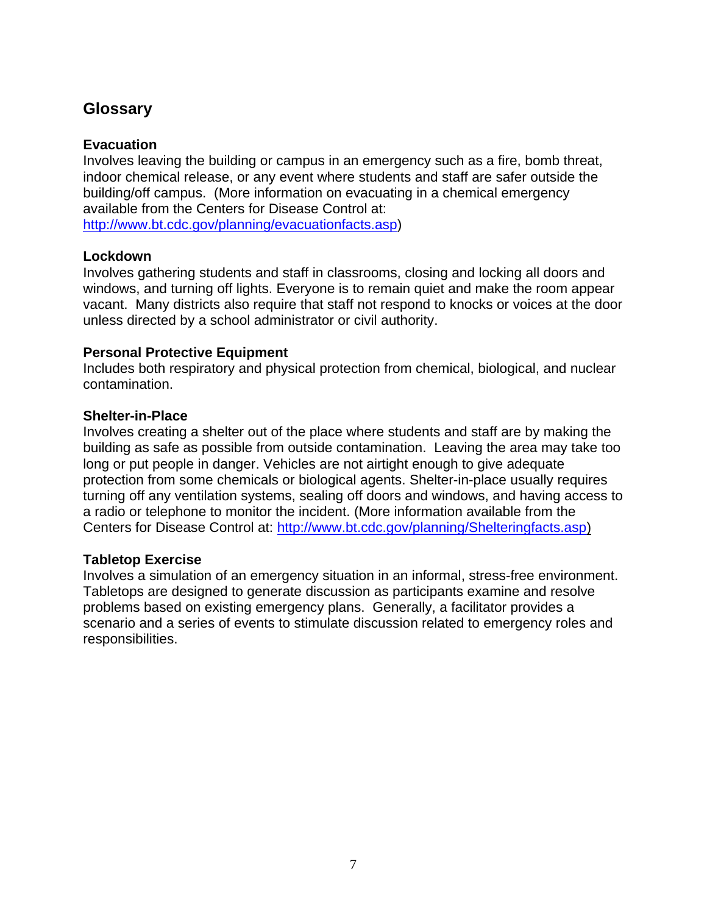## Glossary

**Evacuation**

Involves leaving the building or campus in an emergency such as a fire, bomb threat, indoor chemical release, or any event where students and staff are safer outside the building/off campus. (More information on evacuating in a chemical emergency available from the Centers for Disease Control at: http://www.bt.cdc.gov/planning/evacuationfacts.asp)

**Lockdown**

Involves gathering students and staff in classrooms, closing and locking all doors and windows, and turning off lights. Everyone is to remain quiet and make the room appear vacant. Many districts also require that staff not respond to knocks or voices at the door unless directed by a school administrator or civil authority.

**Personal Protective Equipment**

Includes both respiratory and physical protection from chemical, biological, and nuclear contamination.

**Shelter-in-Place**

Involves creating a shelter out of the place where students and staff are by making the building as safe as possible from outside contamination. Leaving the area may take too long or put people in danger. Vehicles are not airtight enough to give adequate protection from some chemicals or biological agents. Shelter-in-place usually requires turning off any ventilation systems, sealing off doors and windows, and having access to a radio or telephone to monitor the incident. (More information available from the Centers for Disease Control at: http://www.bt.cdc.gov/planning/Shelteringfacts.asp)

**Tabletop Exercise**

Involves a simulation of an emergency situation in an informal, stress-free environment. Tabletops are designed to generate discussion as participants examine and resolve problems based on existing emergency plans. Generally, a facilitator provides a scenario and a series of events to stimulate discussion related to emergency roles and responsibilities.